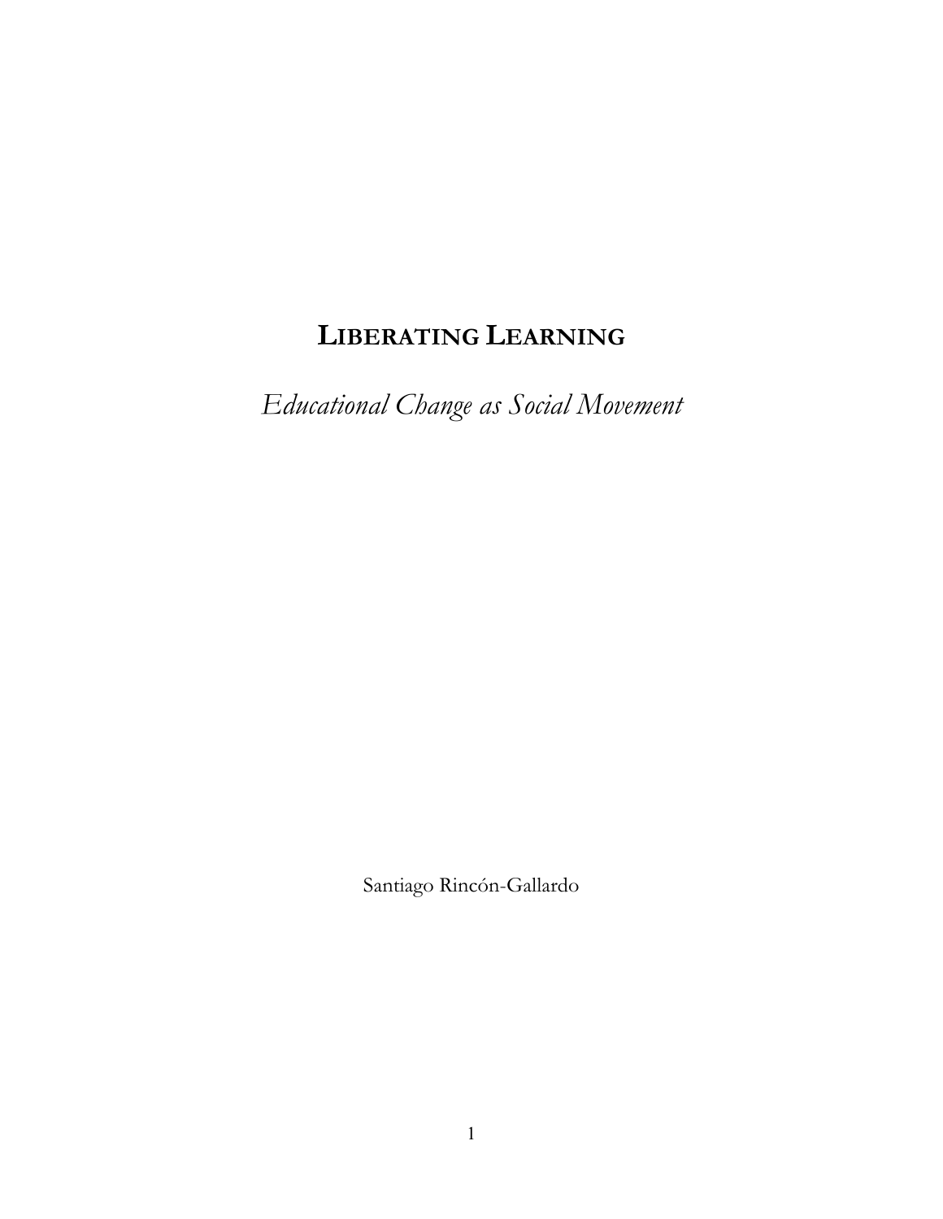# LIBERATING LEARNING

*Educational Change as Social Movement*

Santiago Rincón-Gallardo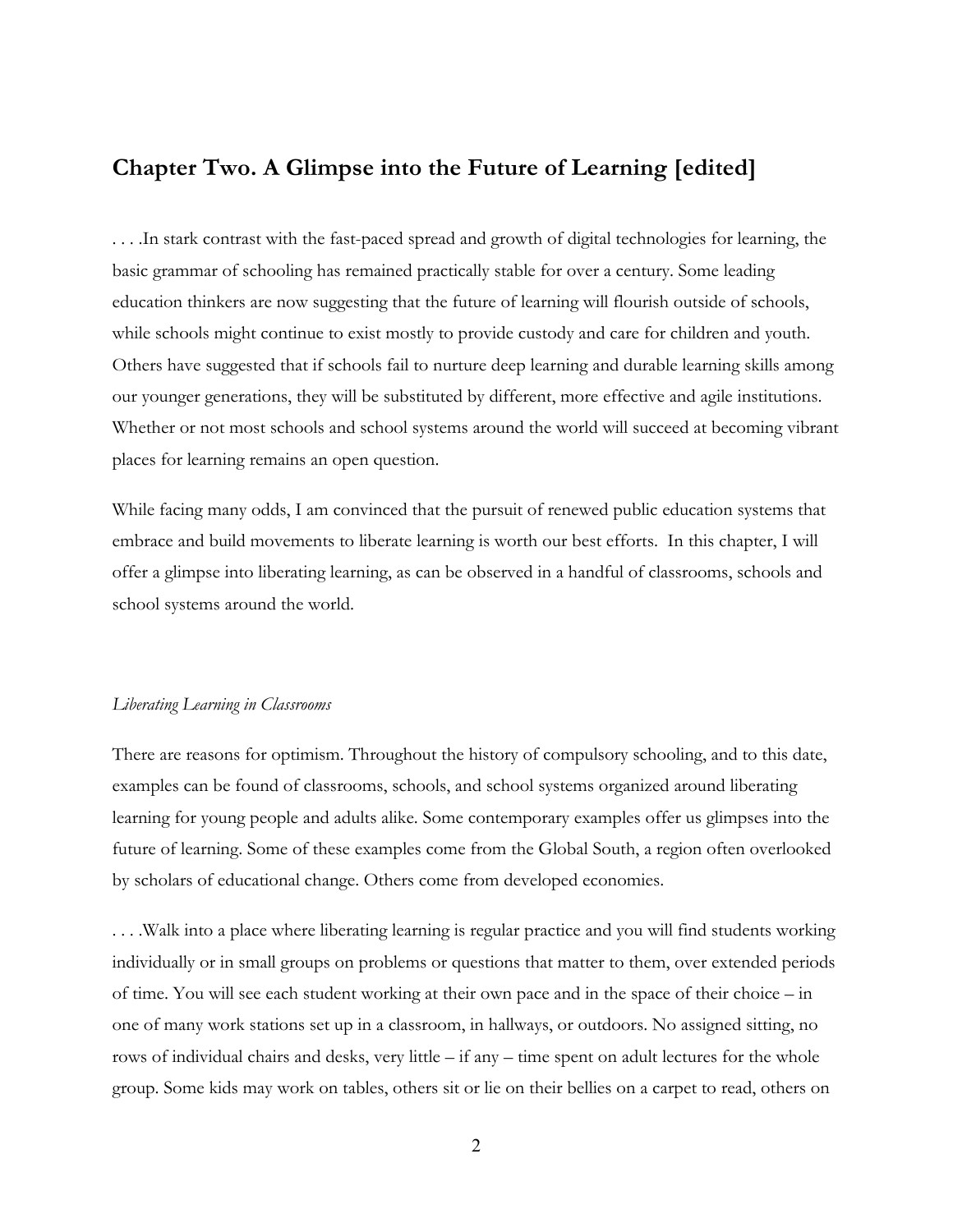## Chapter Two. A Glimpse into the Future of Learning [edited]

. . . .In stark contrast with the fast-paced spread and growth of digital technologies for learning, the basic grammar of schooling has remained practically stable for over a century. Some leading education thinkers are now suggesting that the future of learning will flourish outside of schools, while schools might continue to exist mostly to provide custody and care for children and youth. Others have suggested that if schools fail to nurture deep learning and durable learning skills among our younger generations, they will be substituted by different, more effective and agile institutions. Whether or not most schools and school systems around the world will succeed at becoming vibrant places for learning remains an open question.

While facing many odds, I am convinced that the pursuit of renewed public education systems that embrace and build movements to liberate learning is worth our best efforts. In this chapter, I will offer a glimpse into liberating learning, as can be observed in a handful of classrooms, schools and school systems around the world.

*Liberating Learning in Classrooms*

There are reasons for optimism. Throughout the history of compulsory schooling, and to this date, examples can be found of classrooms, schools, and school systems organized around liberating learning for young people and adults alike. Some contemporary examples offer us glimpses into the future of learning. Some of these examples come from the Global South, a region often overlooked by scholars of educational change. Others come from developed economies.

. . . .Walk into a place where liberating learning is regular practice and you will find students working individually or in small groups on problems or questions that matter to them, over extended periods of time. You will see each student working at their own pace and in the space of their choice – in one of many work stations set up in a classroom, in hallways, or outdoors. No assigned sitting, no rows of individual chairs and desks, very little – if any – time spent on adult lectures for the whole group. Some kids may work on tables, others sit or lie on their bellies on a carpet to read, others on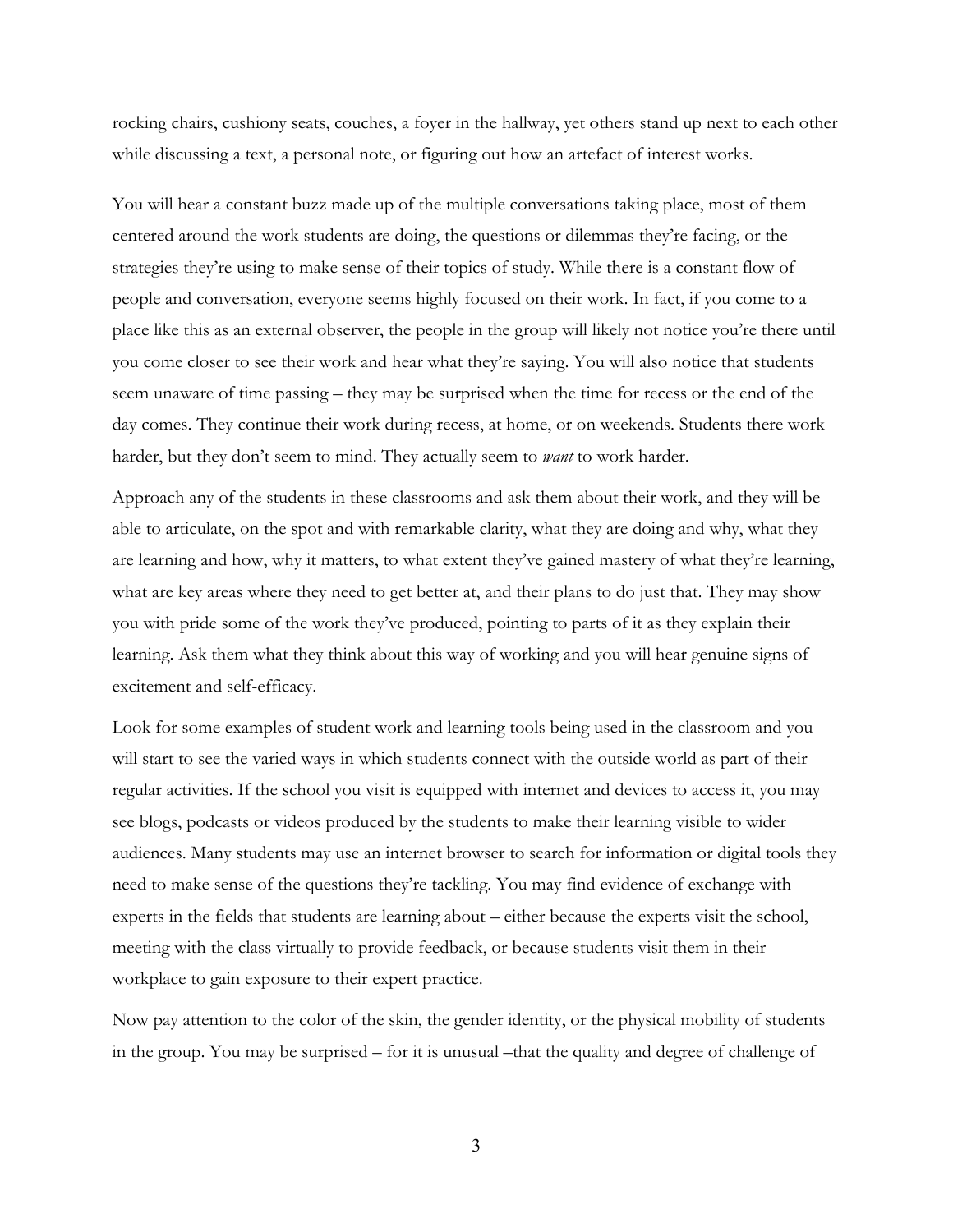rocking chairs, cushiony seats, couches, a foyer in the hallway, yet others stand up next to each other while discussing a text, a personal note, or figuring out how an artefact of interest works.

You will hear a constant buzz made up of the multiple conversations taking place, most of them centered around the work students are doing, the questions or dilemmas they're facing, or the strategies they're using to make sense of their topics of study. While there is a constant flow of people and conversation, everyone seems highly focused on their work. In fact, if you come to a place like this as an external observer, the people in the group will likely not notice you're there until you come closer to see their work and hear what they're saying. You will also notice that students seem unaware of time passing – they may be surprised when the time for recess or the end of the day comes. They continue their work during recess, at home, or on weekends. Students there work harder, but they don't seem to mind. They actually seem to *want* to work harder.

Approach any of the students in these classrooms and ask them about their work, and they will be able to articulate, on the spot and with remarkable clarity, what they are doing and why, what they are learning and how, why it matters, to what extent they've gained mastery of what they're learning, what are key areas where they need to get better at, and their plans to do just that. They may show you with pride some of the work they've produced, pointing to parts of it as they explain their learning. Ask them what they think about this way of working and you will hear genuine signs of excitement and self-efficacy.

Look for some examples of student work and learning tools being used in the classroom and you will start to see the varied ways in which students connect with the outside world as part of their regular activities. If the school you visit is equipped with internet and devices to access it, you may see blogs, podcasts or videos produced by the students to make their learning visible to wider audiences. Many students may use an internet browser to search for information or digital tools they need to make sense of the questions they're tackling. You may find evidence of exchange with experts in the fields that students are learning about – either because the experts visit the school, meeting with the class virtually to provide feedback, or because students visit them in their workplace to gain exposure to their expert practice.

Now pay attention to the color of the skin, the gender identity, or the physical mobility of students in the group. You may be surprised – for it is unusual –that the quality and degree of challenge of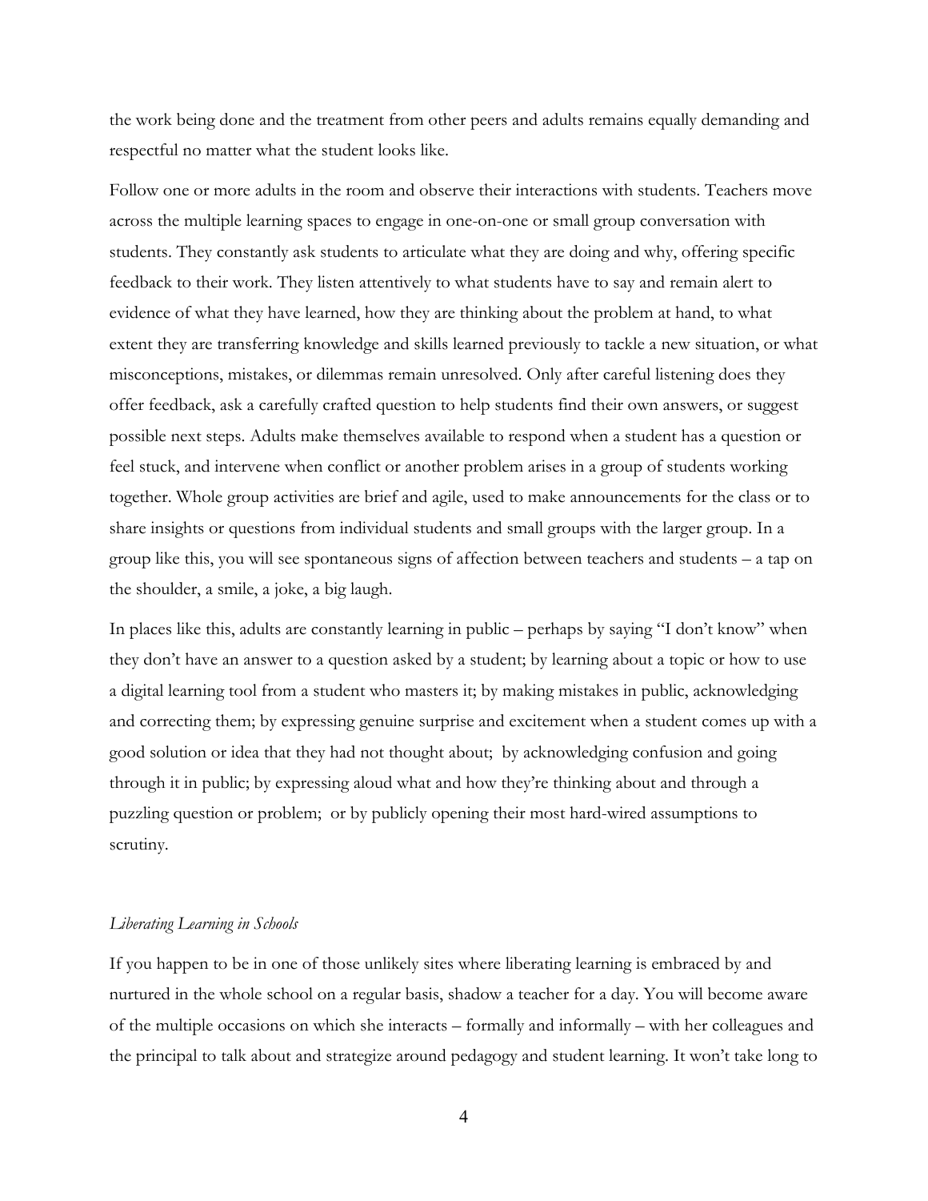the work being done and the treatment from other peers and adults remains equally demanding and respectful no matter what the student looks like.

Follow one or more adults in the room and observe their interactions with students. Teachers move across the multiple learning spaces to engage in one-on-one or small group conversation with students. They constantly ask students to articulate what they are doing and why, offering specific feedback to their work. They listen attentively to what students have to say and remain alert to evidence of what they have learned, how they are thinking about the problem at hand, to what extent they are transferring knowledge and skills learned previously to tackle a new situation, or what misconceptions, mistakes, or dilemmas remain unresolved. Only after careful listening does they offer feedback, ask a carefully crafted question to help students find their own answers, or suggest possible next steps. Adults make themselves available to respond when a student has a question or feel stuck, and intervene when conflict or another problem arises in a group of students working together. Whole group activities are brief and agile, used to make announcements for the class or to share insights or questions from individual students and small groups with the larger group. In a group like this, you will see spontaneous signs of affection between teachers and students – a tap on the shoulder, a smile, a joke, a big laugh.

In places like this, adults are constantly learning in public – perhaps by saying "I don't know" when they don't have an answer to a question asked by a student; by learning about a topic or how to use a digital learning tool from a student who masters it; by making mistakes in public, acknowledging and correcting them; by expressing genuine surprise and excitement when a student comes up with a good solution or idea that they had not thought about; by acknowledging confusion and going through it in public; by expressing aloud what and how they're thinking about and through a puzzling question or problem; or by publicly opening their most hard-wired assumptions to scrutiny.

*Liberating Learning in Schools*

If you happen to be in one of those unlikely sites where liberating learning is embraced by and nurtured in the whole school on a regular basis, shadow a teacher for a day. You will become aware of the multiple occasions on which she interacts – formally and informally – with her colleagues and the principal to talk about and strategize around pedagogy and student learning. It won't take long to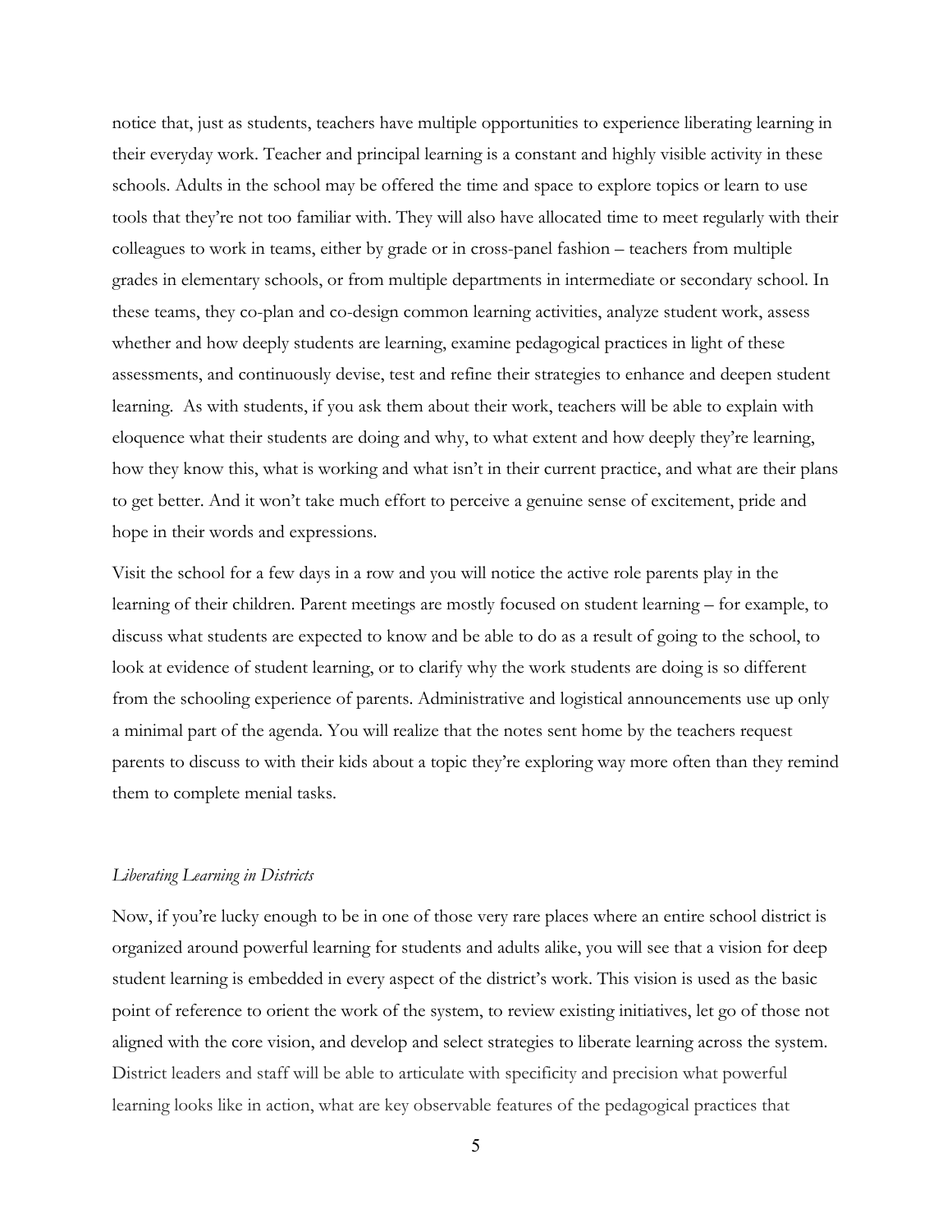notice that, just as students, teachers have multiple opportunities to experience liberating learning in their everyday work. Teacher and principal learning is a constant and highly visible activity in these schools. Adults in the school may be offered the time and space to explore topics or learn to use tools that they're not too familiar with. They will also have allocated time to meet regularly with their colleagues to work in teams, either by grade or in cross-panel fashion – teachers from multiple grades in elementary schools, or from multiple departments in intermediate or secondary school. In these teams, they co-plan and co-design common learning activities, analyze student work, assess whether and how deeply students are learning, examine pedagogical practices in light of these assessments, and continuously devise, test and refine their strategies to enhance and deepen student learning. As with students, if you ask them about their work, teachers will be able to explain with eloquence what their students are doing and why, to what extent and how deeply they're learning, how they know this, what is working and what isn't in their current practice, and what are their plans to get better. And it won't take much effort to perceive a genuine sense of excitement, pride and hope in their words and expressions.

Visit the school for a few days in a row and you will notice the active role parents play in the learning of their children. Parent meetings are mostly focused on student learning – for example, to discuss what students are expected to know and be able to do as a result of going to the school, to look at evidence of student learning, or to clarify why the work students are doing is so different from the schooling experience of parents. Administrative and logistical announcements use up only a minimal part of the agenda. You will realize that the notes sent home by the teachers request parents to discuss to with their kids about a topic they're exploring way more often than they remind them to complete menial tasks.

*Liberating Learning in Districts*

Now, if you're lucky enough to be in one of those very rare places where an entire school district is organized around powerful learning for students and adults alike, you will see that a vision for deep student learning is embedded in every aspect of the district's work. This vision is used as the basic point of reference to orient the work of the system, to review existing initiatives, let go of those not aligned with the core vision, and develop and select strategies to liberate learning across the system. District leaders and staff will be able to articulate with specificity and precision what powerful learning looks like in action, what are key observable features of the pedagogical practices that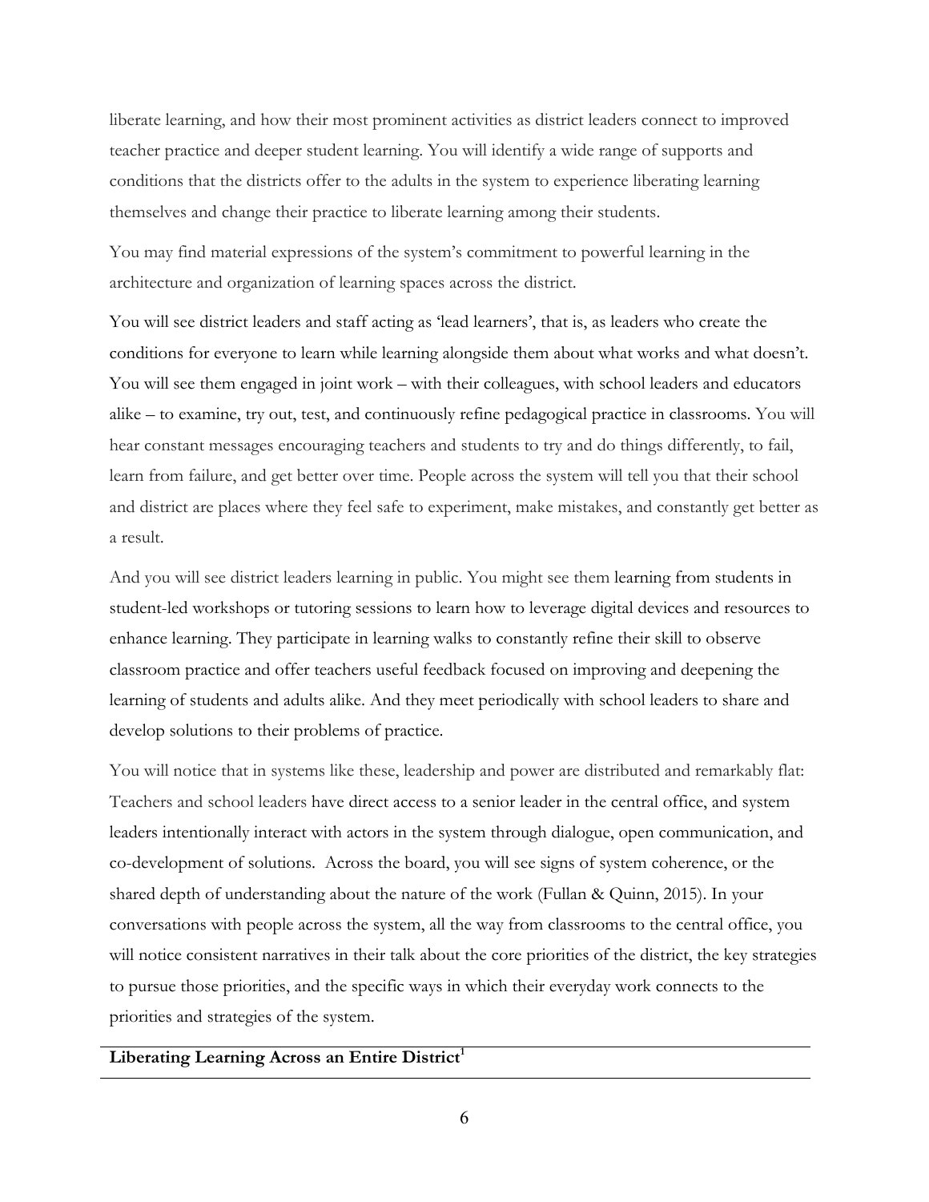liberate learning, and how their most prominent activities as district leaders connect to improved teacher practice and deeper student learning. You will identify a wide range of supports and conditions that the districts offer to the adults in the system to experience liberating learning themselves and change their practice to liberate learning among their students.

You may find material expressions of the system's commitment to powerful learning in the architecture and organization of learning spaces across the district.

You will see district leaders and staff acting as 'lead learners', that is, as leaders who create the conditions for everyone to learn while learning alongside them about what works and what doesn't. You will see them engaged in joint work – with their colleagues, with school leaders and educators alike – to examine, try out, test, and continuously refine pedagogical practice in classrooms. You will hear constant messages encouraging teachers and students to try and do things differently, to fail, learn from failure, and get better over time. People across the system will tell you that their school and district are places where they feel safe to experiment, make mistakes, and constantly get better as a result.

And you will see district leaders learning in public. You might see them learning from students in student-led workshops or tutoring sessions to learn how to leverage digital devices and resources to enhance learning. They participate in learning walks to constantly refine their skill to observe classroom practice and offer teachers useful feedback focused on improving and deepening the learning of students and adults alike. And they meet periodically with school leaders to share and develop solutions to their problems of practice.

You will notice that in systems like these, leadership and power are distributed and remarkably flat: Teachers and school leaders have direct access to a senior leader in the central office, and system leaders intentionally interact with actors in the system through dialogue, open communication, and co-development of solutions. Across the board, you will see signs of system coherence, or the shared depth of understanding about the nature of the work (Fullan & Quinn, 2015). In your conversations with people across the system, all the way from classrooms to the central office, you will notice consistent narratives in their talk about the core priorities of the district, the key strategies to pursue those priorities, and the specific ways in which their everyday work connects to the priorities and strategies of the system.

## Liberating Learning Across an Entire District[1]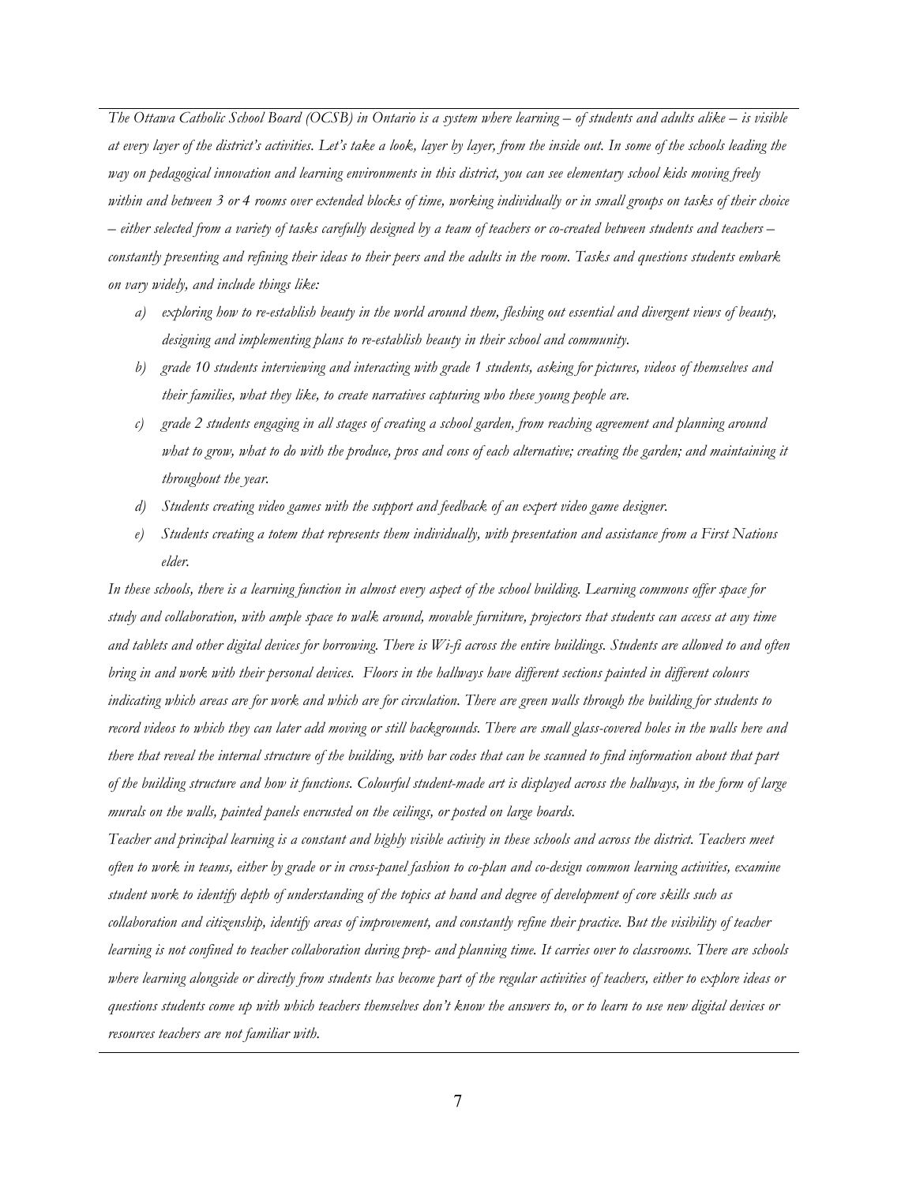*The Ottawa Catholic School Board (OCSB) in Ontario is a system where learning – of students and adults alike – is visible at every layer of the district's activities. Let's take a look, layer by layer, from the inside out. In some of the schools leading the way on pedagogical innovation and learning environments in this district, you can see elementary school kids moving freely within and between 3 or 4 rooms over extended blocks of time, working individually or in small groups on tasks of their choice – either selected from a variety of tasks carefully designed by a team of teachers or co-created between students and teachers – constantly presenting and refining their ideas to their peers and the adults in the room. Tasks and questions students embark on vary widely, and include things like:*

*a) exploring how to re-establish beauty in the world around them, fleshing out essential and divergent views of beauty, designing and implementing plans to re-establish beauty in their school and community.*

*b) grade 10 students interviewing and interacting with grade 1 students, asking for pictures, videos of themselves and their families, what they like, to create narratives capturing who these young people are.*

*c) grade 2 students engaging in all stages of creating a school garden, from reaching agreement and planning around what to grow, what to do with the produce, pros and cons of each alternative; creating the garden; and maintaining it throughout the year.*

*d) Students creating video games with the support and feedback of an expert video game designer.*

*e) Students creating a totem that represents them individually, with presentation and assistance from a First Nations elder.*

*In these schools, there is a learning function in almost every aspect of the school building. Learning commons offer space for study and collaboration, with ample space to walk around, movable furniture, projectors that students can access at any time and tablets and other digital devices for borrowing. There is Wi-fi across the entire buildings. Students are allowed to and often bring in and work with their personal devices. Floors in the hallways have different sections painted in different colours indicating which areas are for work and which are for circulation. There are green walls through the building for students to record videos to which they can later add moving or still backgrounds. There are small glass-covered holes in the walls here and there that reveal the internal structure of the building, with bar codes that can be scanned to find information about that part of the building structure and how it functions. Colourful student-made art is displayed across the hallways, in the form of large murals on the walls, painted panels encrusted on the ceilings, or posted on large boards.*

*Teacher and principal learning is a constant and highly visible activity in these schools and across the district. Teachers meet often to work in teams, either by grade or in cross-panel fashion to co-plan and co-design common learning activities, examine student work to identify depth of understanding of the topics at hand and degree of development of core skills such as collaboration and citizenship, identify areas of improvement, and constantly refine their practice. But the visibility of teacher learning is not confined to teacher collaboration during prep- and planning time. It carries over to classrooms. There are schools where learning alongside or directly from students has become part of the regular activities of teachers, either to explore ideas or questions students come up with which teachers themselves don't know the answers to, or to learn to use new digital devices or resources teachers are not familiar with.*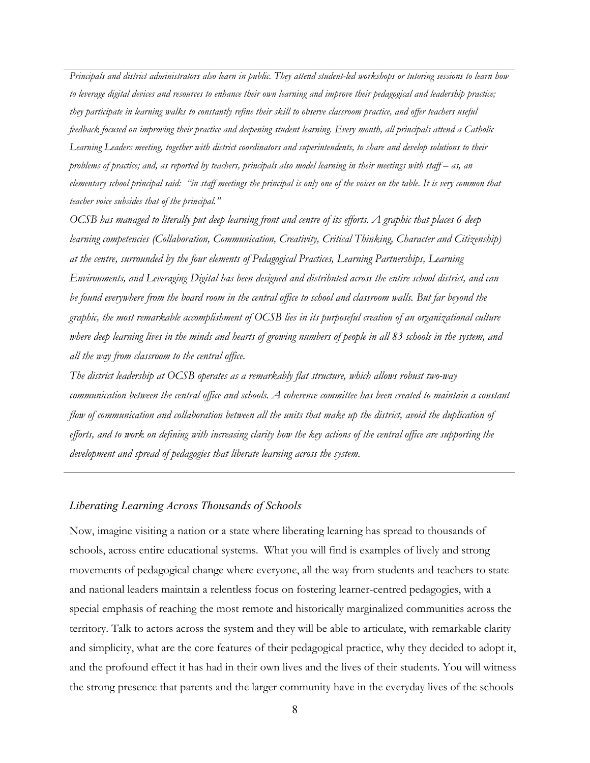*Principals and district administrators also learn in public. They attend student-led workshops or tutoring sessions to learn how to leverage digital devices and resources to enhance their own learning and improve their pedagogical and leadership practice; they participate in learning walks to constantly refine their skill to observe classroom practice, and offer teachers useful feedback focused on improving their practice and deepening student learning. Every month, all principals attend a Catholic Learning Leaders meeting, together with district coordinators and superintendents, to share and develop solutions to their problems of practice; and, as reported by teachers, principals also model learning in their meetings with staff – as, an elementary school principal said: "in staff meetings the principal is only one of the voices on the table. It is very common that teacher voice subsides that of the principal."*

*OCSB has managed to literally put deep learning front and centre of its efforts. A graphic that places 6 deep learning competencies (Collaboration, Communication, Creativity, Critical Thinking, Character and Citizenship) at the centre, surrounded by the four elements of Pedagogical Practices, Learning Partnerships, Learning Environments, and Leveraging Digital has been designed and distributed across the entire school district, and can be found everywhere from the board room in the central office to school and classroom walls. But far beyond the graphic, the most remarkable accomplishment of OCSB lies in its purposeful creation of an organizational culture where deep learning lives in the minds and hearts of growing numbers of people in all 83 schools in the system, and all the way from classroom to the central office.*

*The district leadership at OCSB operates as a remarkably flat structure, which allows robust two-way communication between the central office and schools. A coherence committee has been created to maintain a constant flow of communication and collaboration between all the units that make up the district, avoid the duplication of efforts, and to work on defining with increasing clarity how the key actions of the central office are supporting the development and spread of pedagogies that liberate learning across the system.*

### *Liberating Learning Across Thousands of Schools*

Now, imagine visiting a nation or a state where liberating learning has spread to thousands of schools, across entire educational systems. What you will find is examples of lively and strong movements of pedagogical change where everyone, all the way from students and teachers to state and national leaders maintain a relentless focus on fostering learner-centred pedagogies, with a special emphasis of reaching the most remote and historically marginalized communities across the territory. Talk to actors across the system and they will be able to articulate, with remarkable clarity and simplicity, what are the core features of their pedagogical practice, why they decided to adopt it, and the profound effect it has had in their own lives and the lives of their students. You will witness the strong presence that parents and the larger community have in the everyday lives of the schools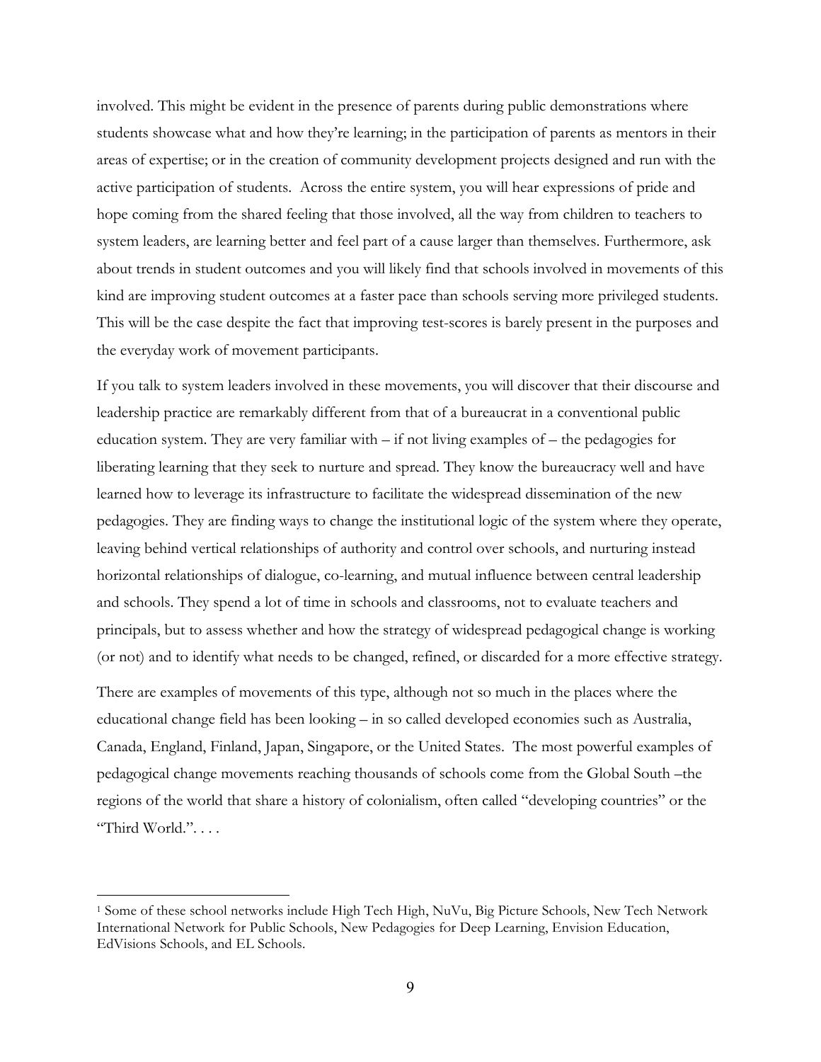involved. This might be evident in the presence of parents during public demonstrations where students showcase what and how they're learning; in the participation of parents as mentors in their areas of expertise; or in the creation of community development projects designed and run with the active participation of students. Across the entire system, you will hear expressions of pride and hope coming from the shared feeling that those involved, all the way from children to teachers to system leaders, are learning better and feel part of a cause larger than themselves. Furthermore, ask about trends in student outcomes and you will likely find that schools involved in movements of this kind are improving student outcomes at a faster pace than schools serving more privileged students. This will be the case despite the fact that improving test-scores is barely present in the purposes and the everyday work of movement participants.

If you talk to system leaders involved in these movements, you will discover that their discourse and leadership practice are remarkably different from that of a bureaucrat in a conventional public education system. They are very familiar with – if not living examples of – the pedagogies for liberating learning that they seek to nurture and spread. They know the bureaucracy well and have learned how to leverage its infrastructure to facilitate the widespread dissemination of the new pedagogies. They are finding ways to change the institutional logic of the system where they operate, leaving behind vertical relationships of authority and control over schools, and nurturing instead horizontal relationships of dialogue, co-learning, and mutual influence between central leadership and schools. They spend a lot of time in schools and classrooms, not to evaluate teachers and principals, but to assess whether and how the strategy of widespread pedagogical change is working (or not) and to identify what needs to be changed, refined, or discarded for a more effective strategy.

There are examples of movements of this type, although not so much in the places where the educational change field has been looking – in so called developed economies such as Australia, Canada, England, Finland, Japan, Singapore, or the United States. The most powerful examples of pedagogical change movements reaching thousands of schools come from the Global South –the regions of the world that share a history of colonialism, often called "developing countries" or the "Third World.". . . .

---

[1] Some of these school networks include High Tech High, NuVu, Big Picture Schools, New Tech Network International Network for Public Schools, New Pedagogies for Deep Learning, Envision Education, EdVisions Schools, and EL Schools.